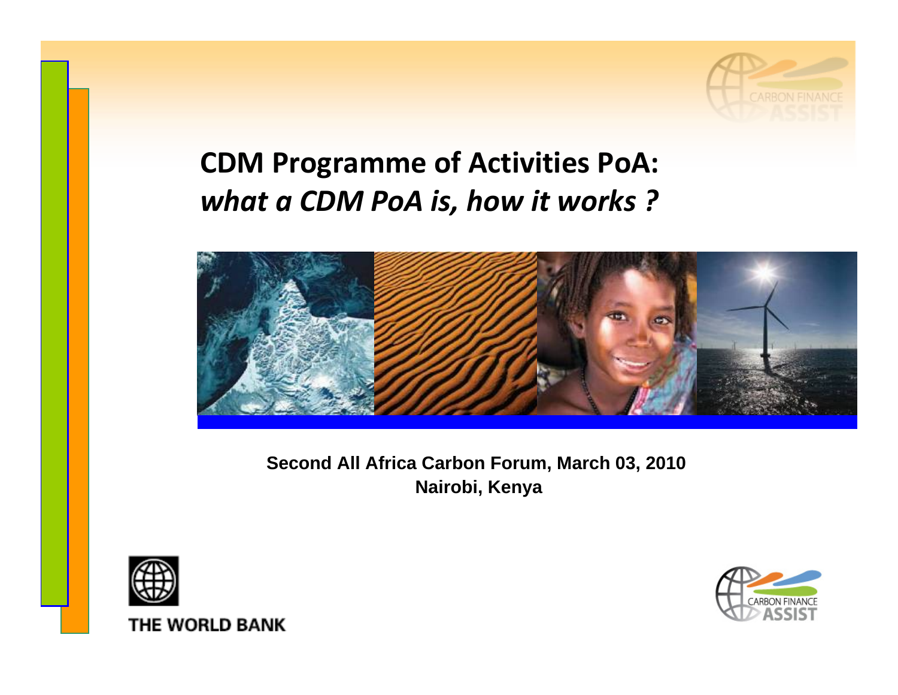# CDM Programme of Activities PoA:
## *what a CDM PoA is, how it works ?*

**Second All Africa Carbon Forum, March 03, 2010**
**Nairobi, Kenya**

THE WORLD BANK

CARBON FINANCE ASSIST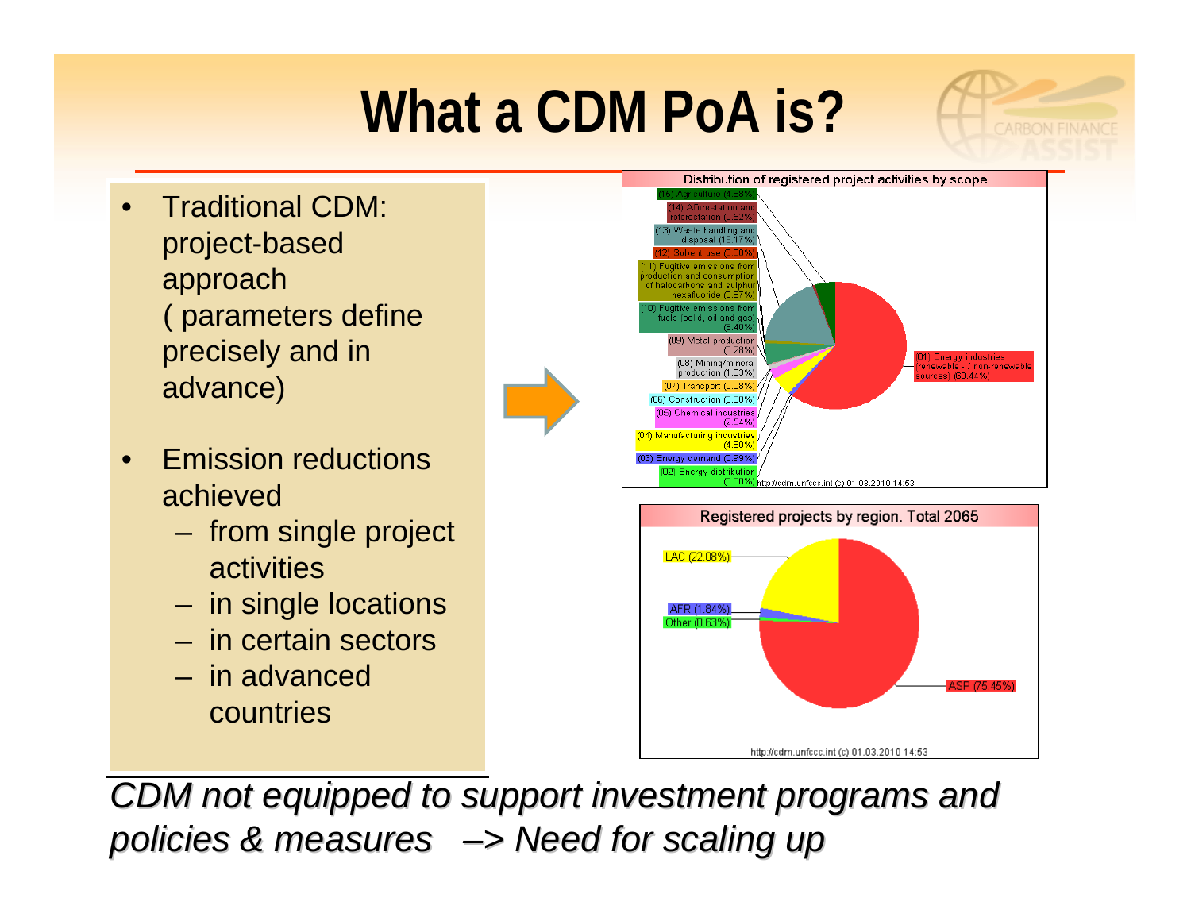# What a CDM PoA is?

- Traditional CDM: project-based approach ( parameters define precisely and in advance)
- Emission reductions achieved
  - from single project activities
  - in single locations
  - in certain sectors
  - in advanced countries

**Distribution of registered project activities by scope**

- (15) Agriculture (4.88%)
- (14) Afforestation and reforestation (0.52%)
- (13) Waste handling and disposal (18.17%)
- (12) Solvent use (0.00%)
- (11) Fugitive emissions from production and consumption of halocarbons and sulphur hexafluoride (0.87%)
- (10) Fugitive emissions from fuels (solid, oil and gas) (5.40%)
- (09) Metal production (0.28%)
- (08) Mining/mineral production (1.03%)
- (07) Transport (0.08%)
- (06) Construction (0.00%)
- (05) Chemical industries (2.54%)
- (04) Manufacturing industries (4.80%)
- (03) Energy demand (0.99%)
- (02) Energy distribution (0.00%)
- (01) Energy industries (renewable - / non-renewable sources) (60.44%)

http://cdm.unfccc.int (c) 01.03.2010 14:53

**Registered projects by region. Total 2065**

- LAC (22.08%)
- AFR (1.84%)
- Other (0.63%)
- ASP (75.45%)

http://cdm.unfccc.int (c) 01.03.2010 14:53

*CDM not equipped to support investment programs and policies & measures –> Need for scaling up*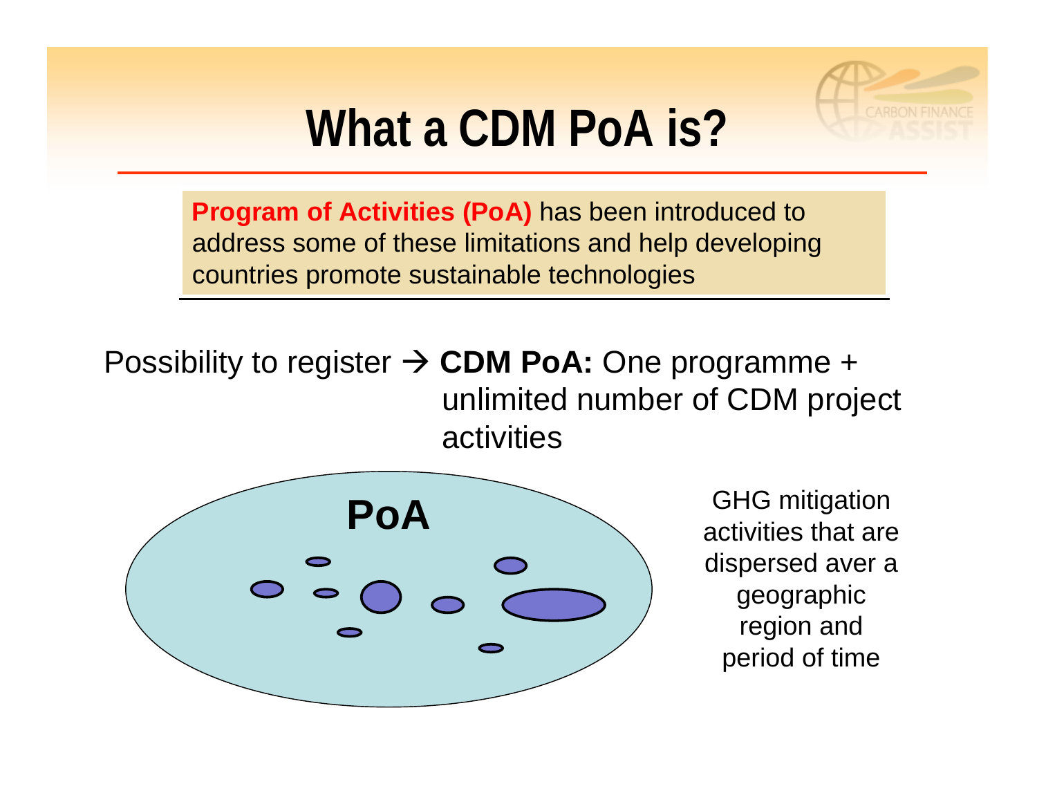# What a CDM PoA is?

**Program of Activities (PoA)** has been introduced to address some of these limitations and help developing countries promote sustainable technologies

Possibility to register → **CDM PoA:** One programme + unlimited number of CDM project activities

**PoA**

GHG mitigation activities that are dispersed aver a geographic region and period of time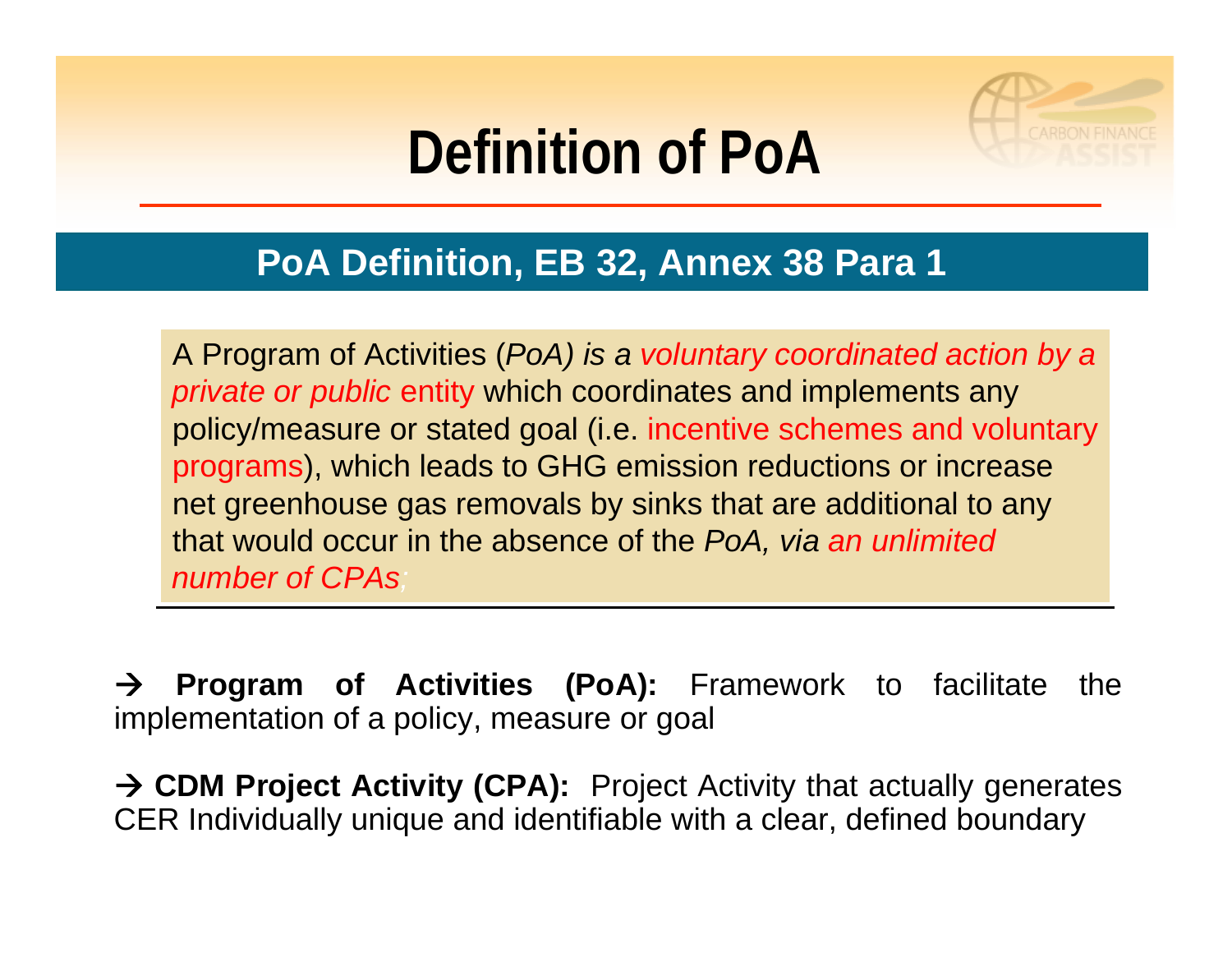# Definition of PoA

## PoA Definition, EB 32, Annex 38 Para 1

A Program of Activities (*PoA) is a voluntary coordinated action by a private or public* entity which coordinates and implements any policy/measure or stated goal (i.e. incentive schemes and voluntary programs), which leads to GHG emission reductions or increase net greenhouse gas removals by sinks that are additional to any that would occur in the absence of the *PoA, via an unlimited number of CPAs;*

→ **Program of Activities (PoA):** Framework to facilitate the implementation of a policy, measure or goal

→ **CDM Project Activity (CPA):** Project Activity that actually generates CER Individually unique and identifiable with a clear, defined boundary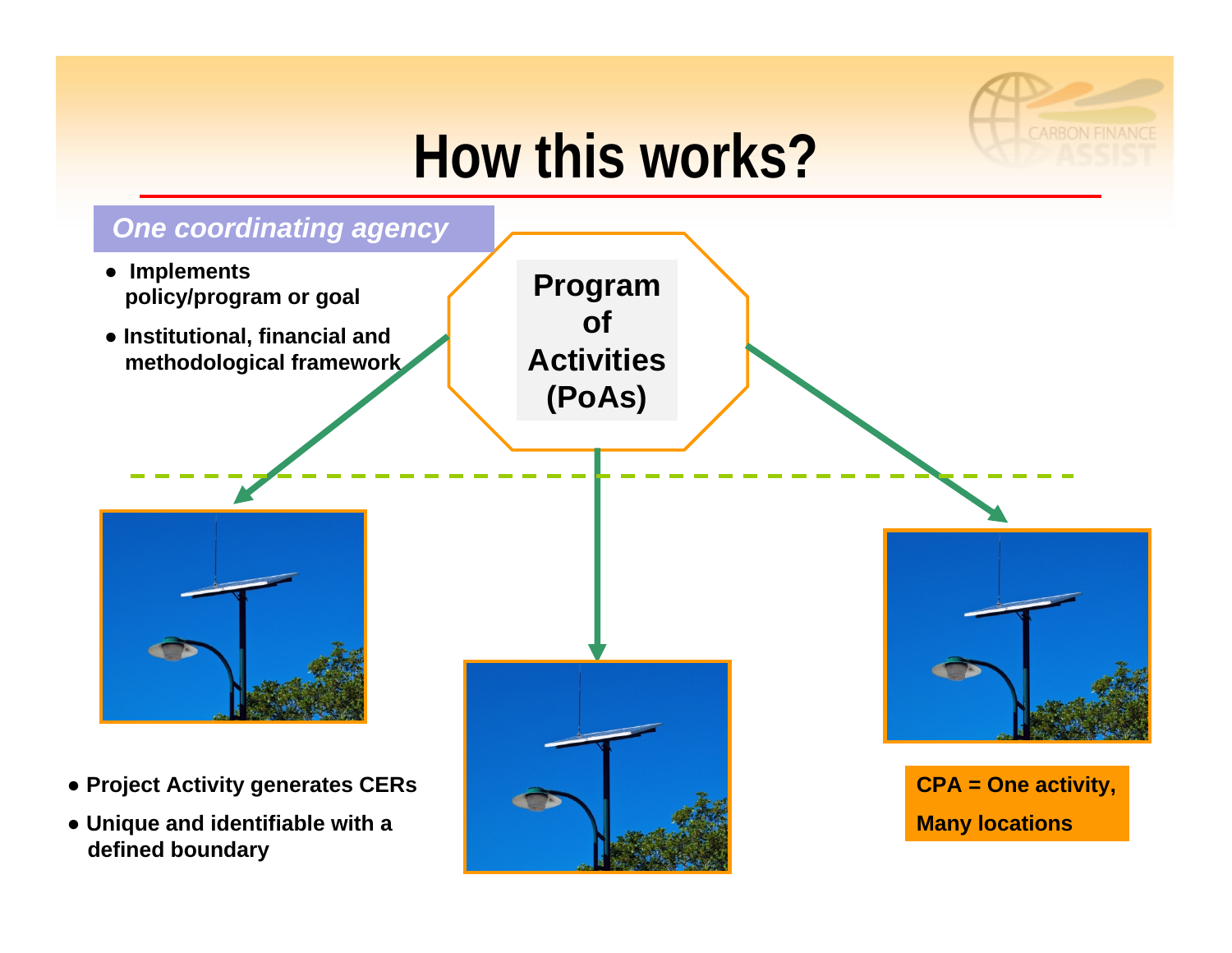# How this works?

*One coordinating agency*

- Implements policy/program or goal
- Institutional, financial and methodological framework

**Program of Activities (PoAs)**

- Project Activity generates CERs
- Unique and identifiable with a defined boundary

**CPA = One activity, Many locations**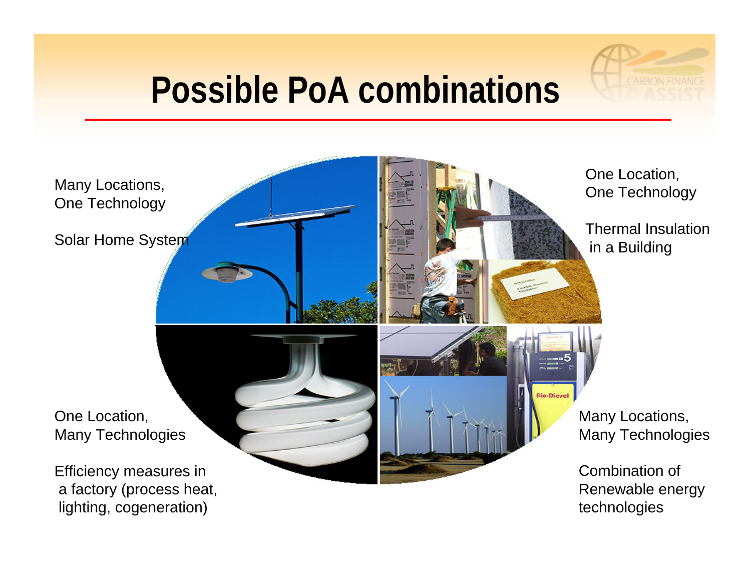# Possible PoA combinations

Many Locations,
One Technology

Solar Home System

One Location,
One Technology

Thermal Insulation
in a Building

One Location,
Many Technologies

Efficiency measures in
a factory (process heat,
lighting, cogeneration)

Many Locations,
Many Technologies

Combination of
Renewable energy
technologies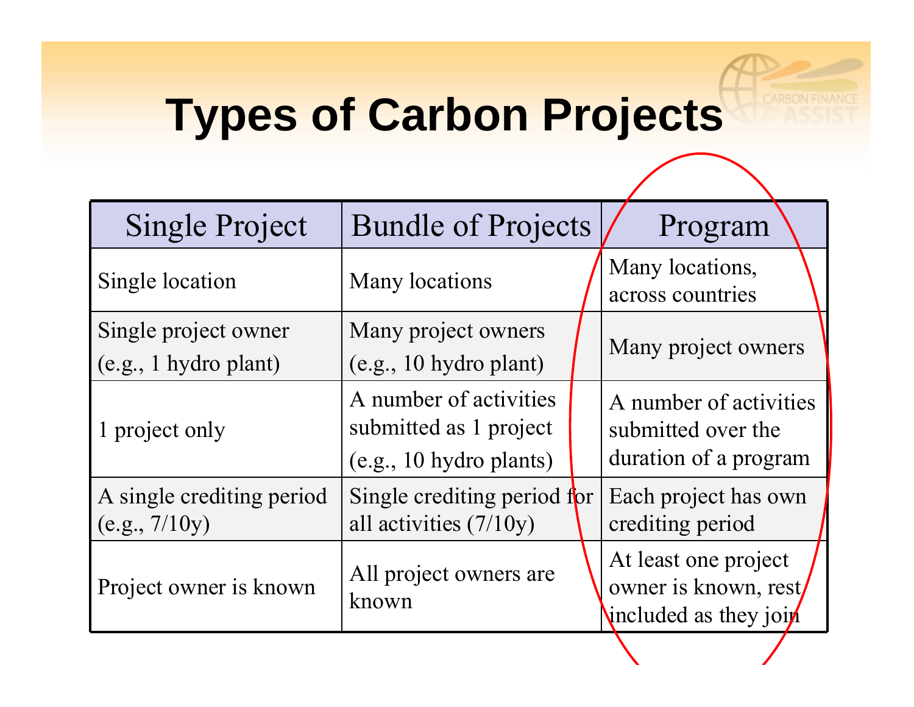# Types of Carbon Projects

| Single Project | Bundle of Projects | Program |
|---|---|---|
| Single location | Many locations | Many locations, across countries |
| Single project owner (e.g., 1 hydro plant) | Many project owners (e.g., 10 hydro plant) | Many project owners |
| 1 project only | A number of activities submitted as 1 project (e.g., 10 hydro plants) | A number of activities submitted over the duration of a program |
| A single crediting period (e.g., 7/10y) | Single crediting period for all activities (7/10y) | Each project has own crediting period |
| Project owner is known | All project owners are known | At least one project owner is known, rest included as they join |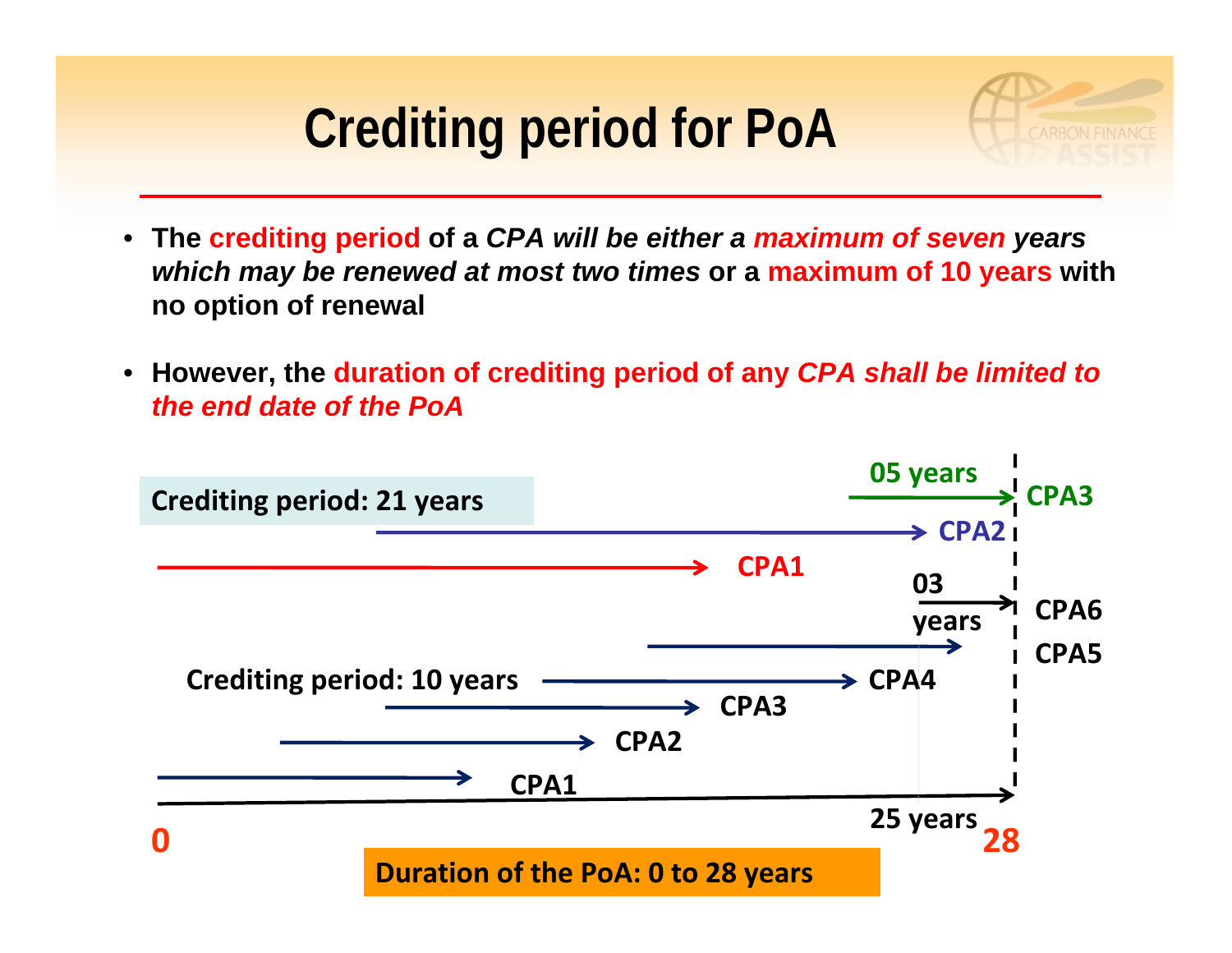# Crediting period for PoA

- The **crediting period** of a ***CPA will be either a maximum of seven years which may be renewed at most two times*** or a **maximum of 10 years** with no option of renewal
- However, the **duration of crediting period of any *CPA shall be limited to the end date of the PoA***

Crediting period: 21 years

05 years

CPA3

CPA2

CPA1

03 years

CPA6

CPA5

Crediting period: 10 years

CPA4

CPA3

CPA2

CPA1

0

25 years

28

Duration of the PoA: 0 to 28 years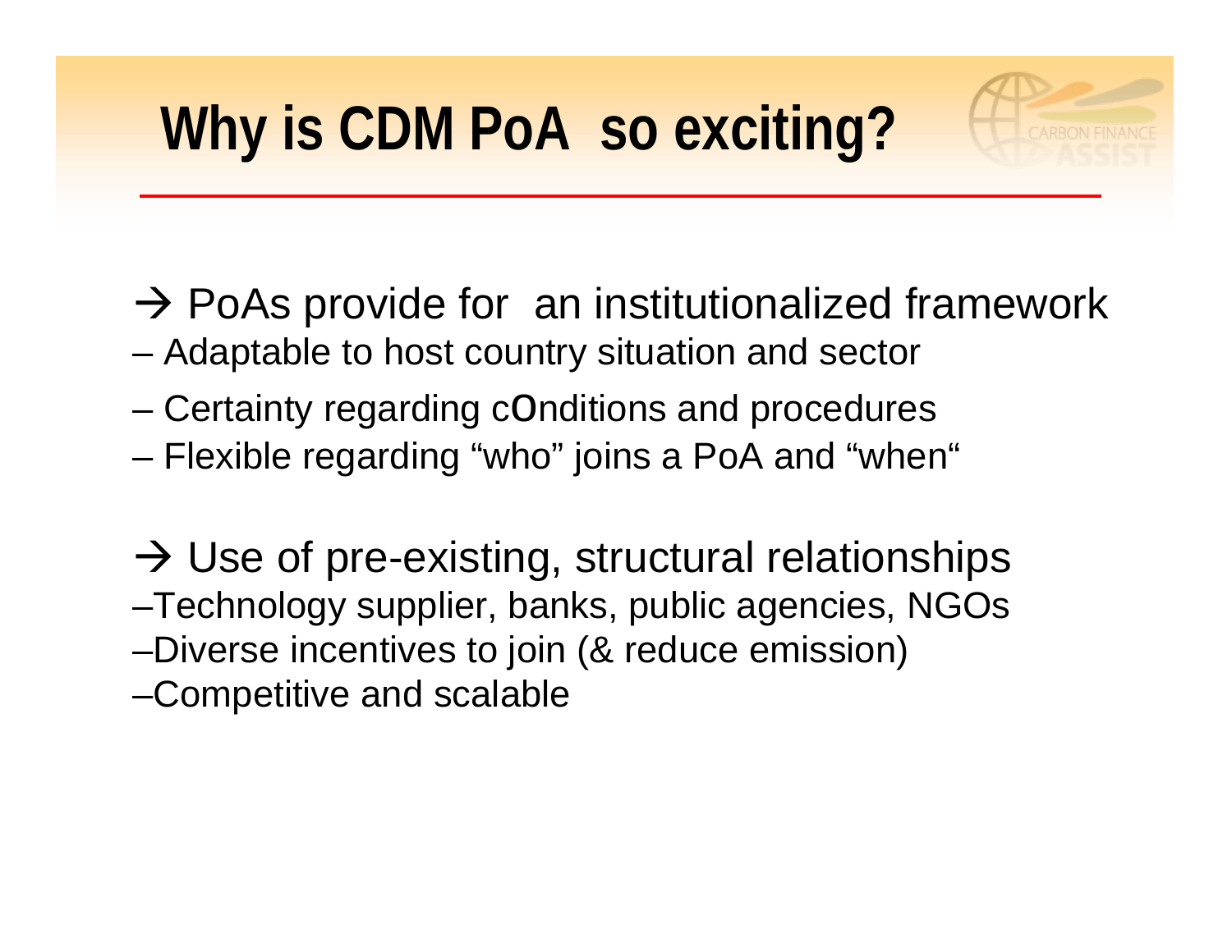# Why is CDM PoA so exciting?

→ PoAs provide for an institutionalized framework

- Adaptable to host country situation and sector
- Certainty regarding cOnditions and procedures
- Flexible regarding "who" joins a PoA and "when"

→ Use of pre-existing, structural relationships

- Technology supplier, banks, public agencies, NGOs
- Diverse incentives to join (& reduce emission)
- Competitive and scalable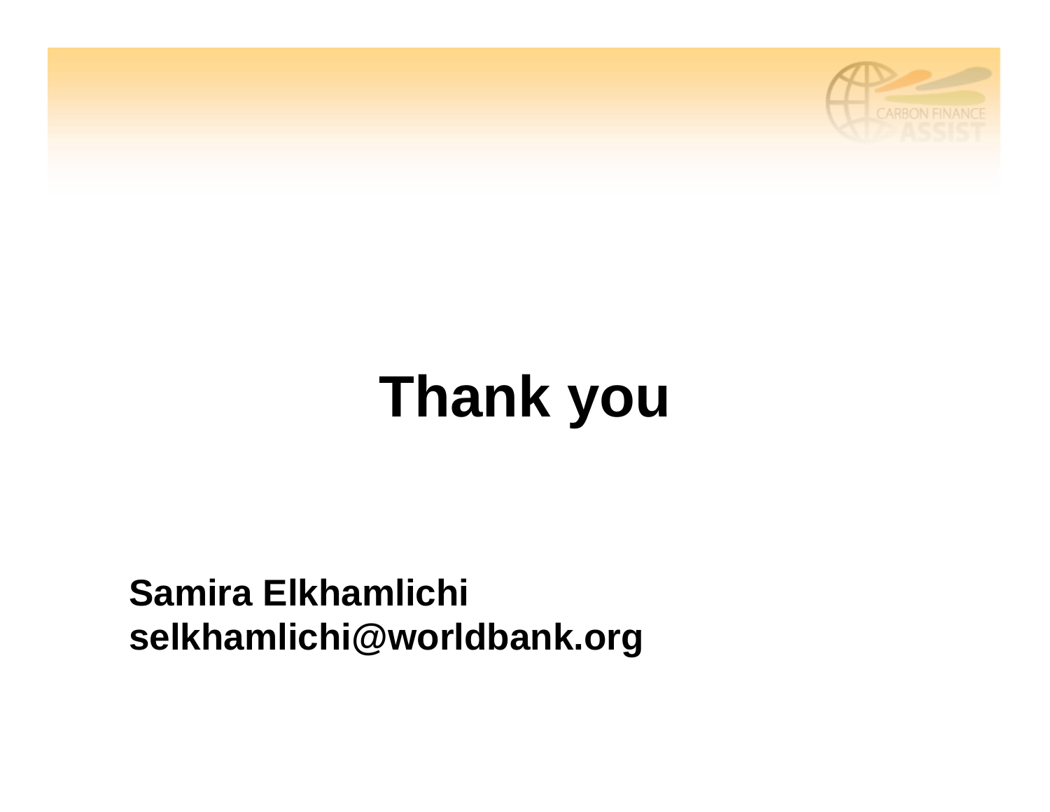# Thank you

**Samira Elkhamlichi**
**selkhamlichi@worldbank.org**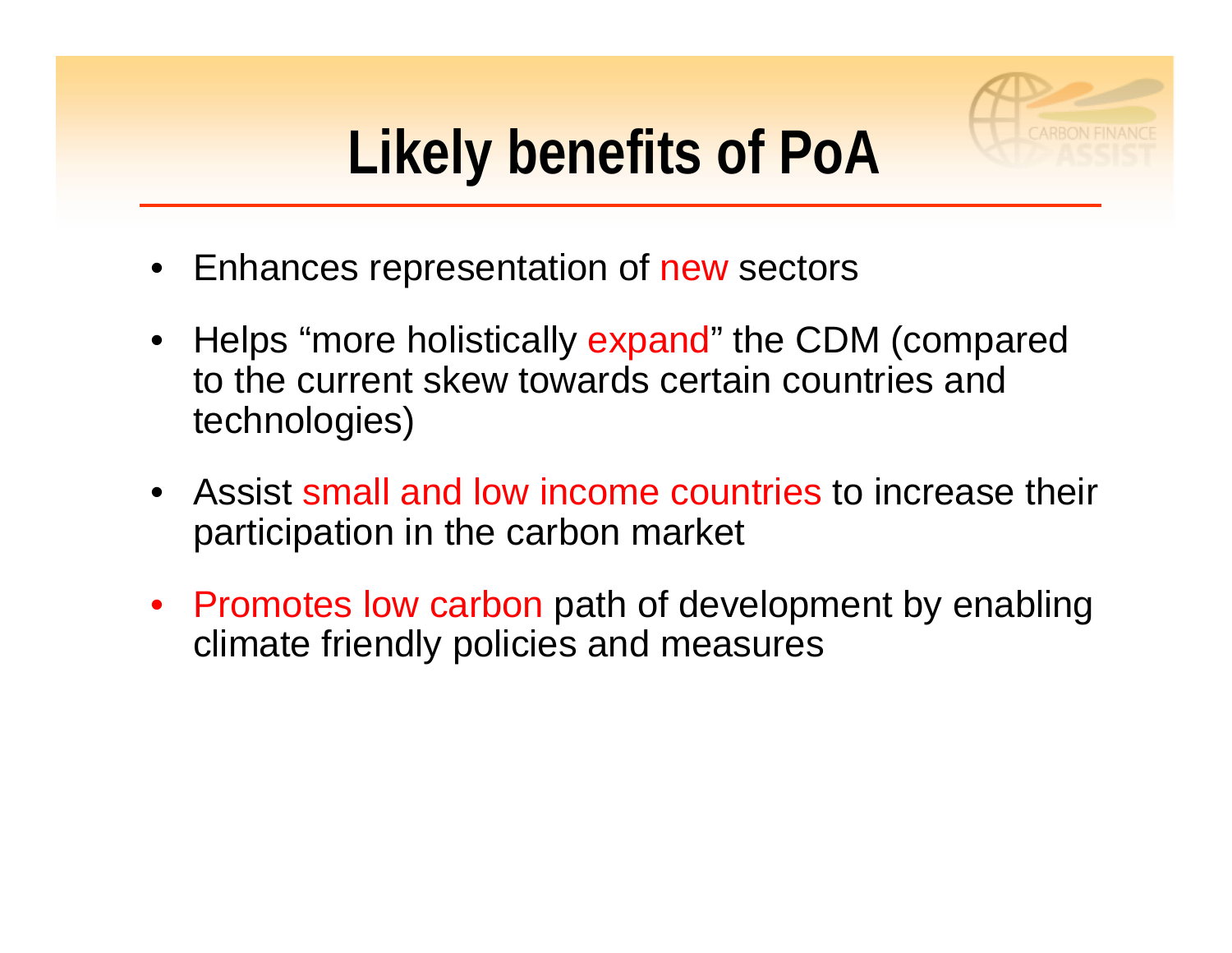# Likely benefits of PoA

- Enhances representation of new sectors
- Helps "more holistically expand" the CDM (compared to the current skew towards certain countries and technologies)
- Assist small and low income countries to increase their participation in the carbon market
- Promotes low carbon path of development by enabling climate friendly policies and measures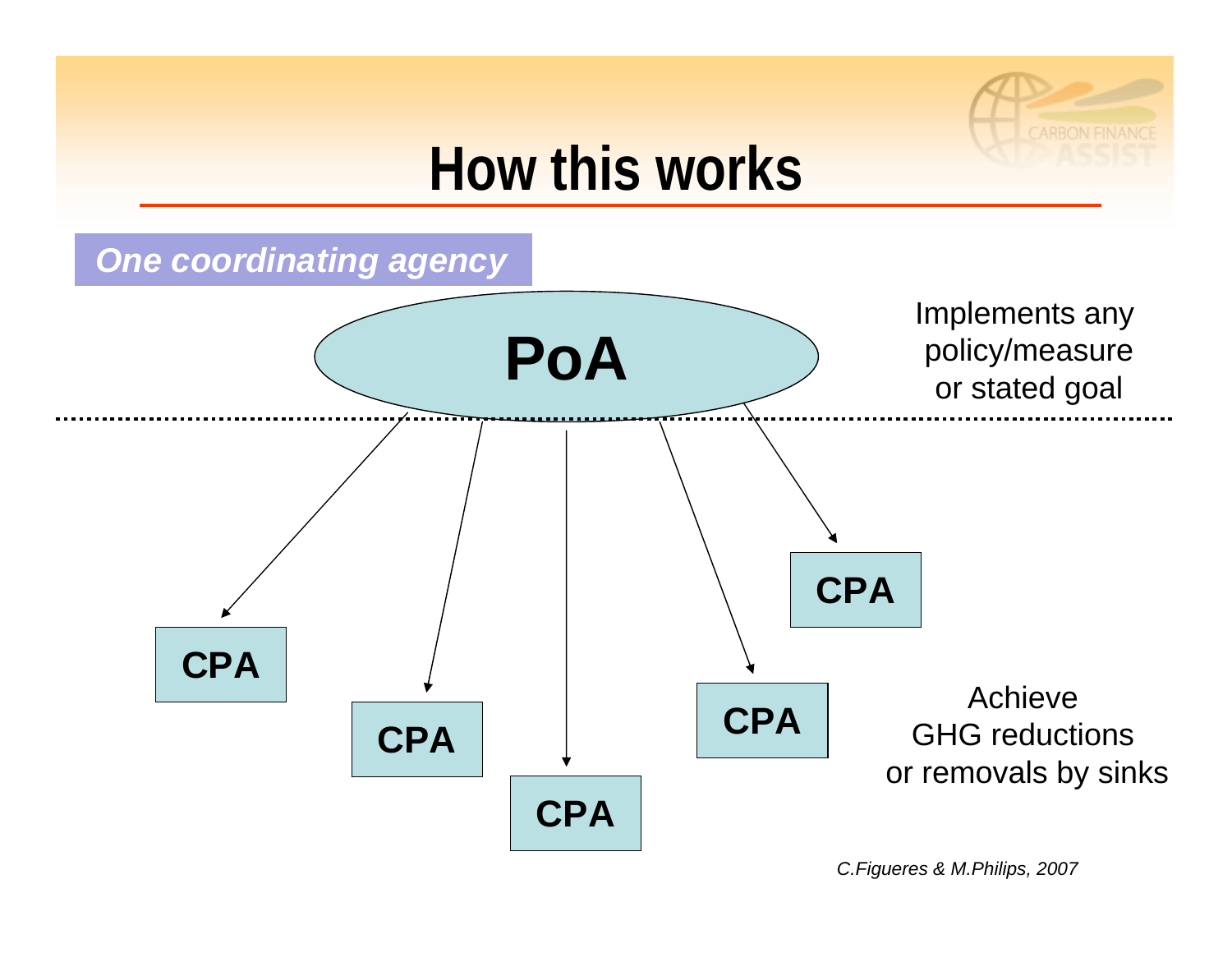# How this works

*One coordinating agency*

PoA

Implements any policy/measure or stated goal

CPA

CPA

CPA

CPA

CPA

Achieve GHG reductions or removals by sinks

*C.Figueres & M.Philips, 2007*